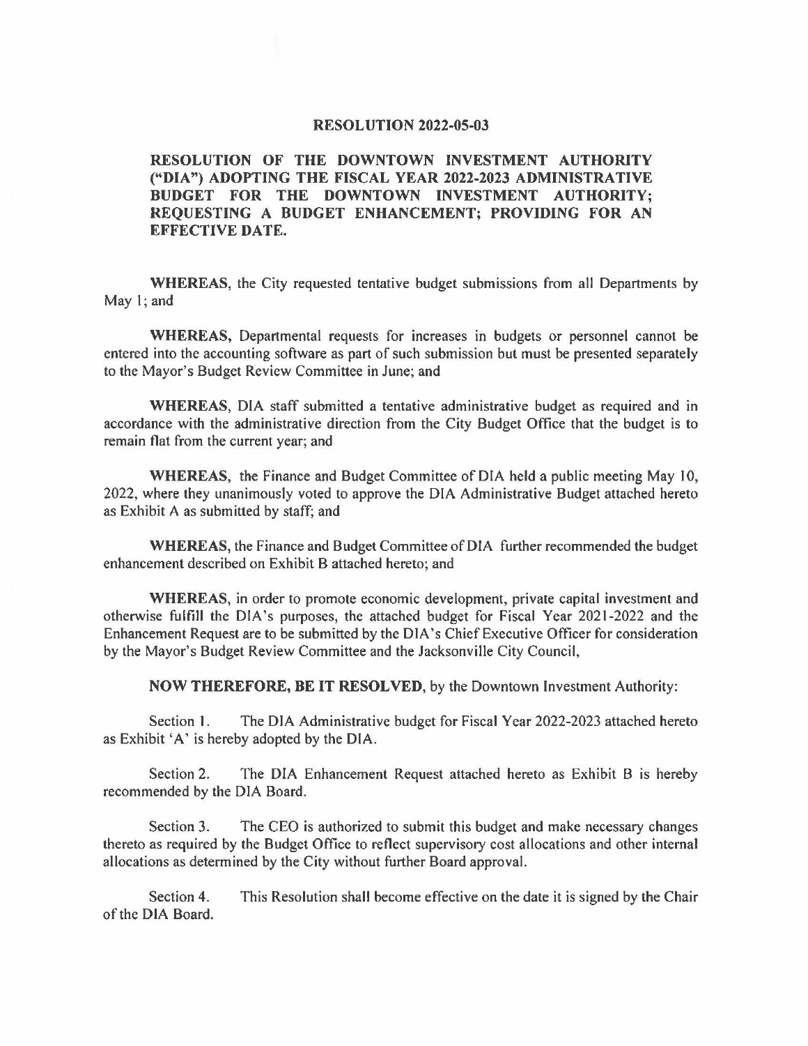# RESOLUTION 2022-05-03

## RESOLUTION OF THE DOWNTOWN INVESTMENT AUTHORITY ("DIA") ADOPTING THE FISCAL YEAR 2022-2023 ADMINISTRATIVE BUDGET FOR THE DOWNTOWN INVESTMENT AUTHORITY; REQUESTING A BUDGET ENHANCEMENT; PROVIDING FOR AN EFFECTIVE DATE.

**WHEREAS**, the City requested tentative budget submissions from all Departments by May 1; and

**WHEREAS,** Departmental requests for increases in budgets or personnel cannot be entered into the accounting software as part of such submission but must be presented separately to the Mayor's Budget Review Committee in June; and

**WHEREAS**, DIA staff submitted a tentative administrative budget as required and in accordance with the administrative direction from the City Budget Office that the budget is to remain flat from the current year; and

**WHEREAS**, the Finance and Budget Committee of DIA held a public meeting May 10, 2022, where they unanimously voted to approve the DIA Administrative Budget attached hereto as Exhibit A as submitted by staff; and

**WHEREAS**, the Finance and Budget Committee of DIA further recommended the budget enhancement described on Exhibit B attached hereto; and

**WHEREAS**, in order to promote economic development, private capital investment and otherwise fulfill the DIA's purposes, the attached budget for Fiscal Year 2021-2022 and the Enhancement Request are to be submitted by the DIA's Chief Executive Officer for consideration by the Mayor's Budget Review Committee and the Jacksonville City Council,

**NOW THEREFORE, BE IT RESOLVED**, by the Downtown Investment Authority:

Section 1. The DIA Administrative budget for Fiscal Year 2022-2023 attached hereto as Exhibit 'A' is hereby adopted by the DIA.

Section 2. The DIA Enhancement Request attached hereto as Exhibit B is hereby recommended by the DIA Board.

Section 3. The CEO is authorized to submit this budget and make necessary changes thereto as required by the Budget Office to reflect supervisory cost allocations and other internal allocations as determined by the City without further Board approval.

Section 4. This Resolution shall become effective on the date it is signed by the Chair of the DIA Board.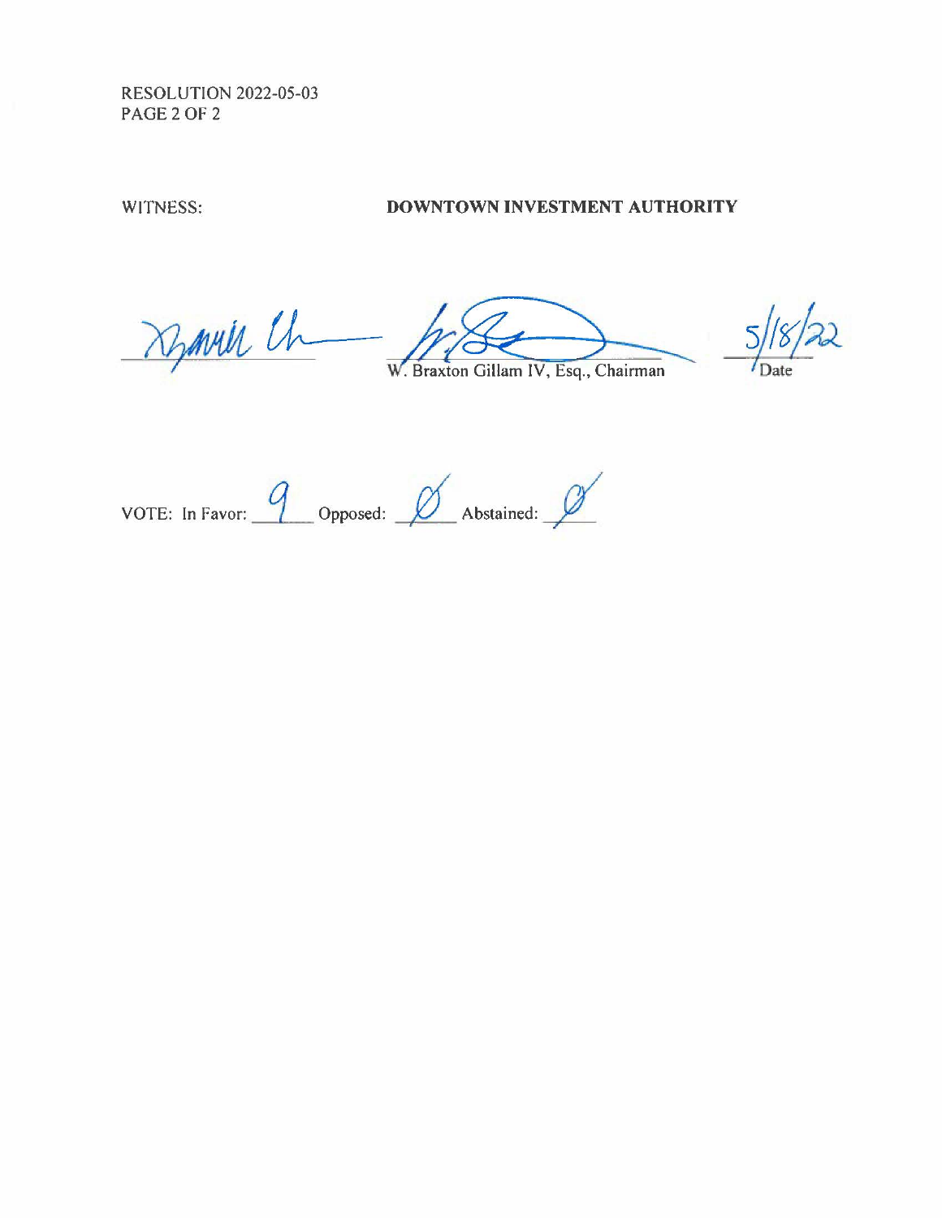RESOLUTION 2022-05-03

WITNESS: **DOWNTOWN INVESTMENT AUTHORITY**

_____________________ _____________________ 5/18/22

W. Braxton Gillam IV, Esq., Chairman Date

VOTE: In Favor: 9 Opposed: Ø Abstained: Ø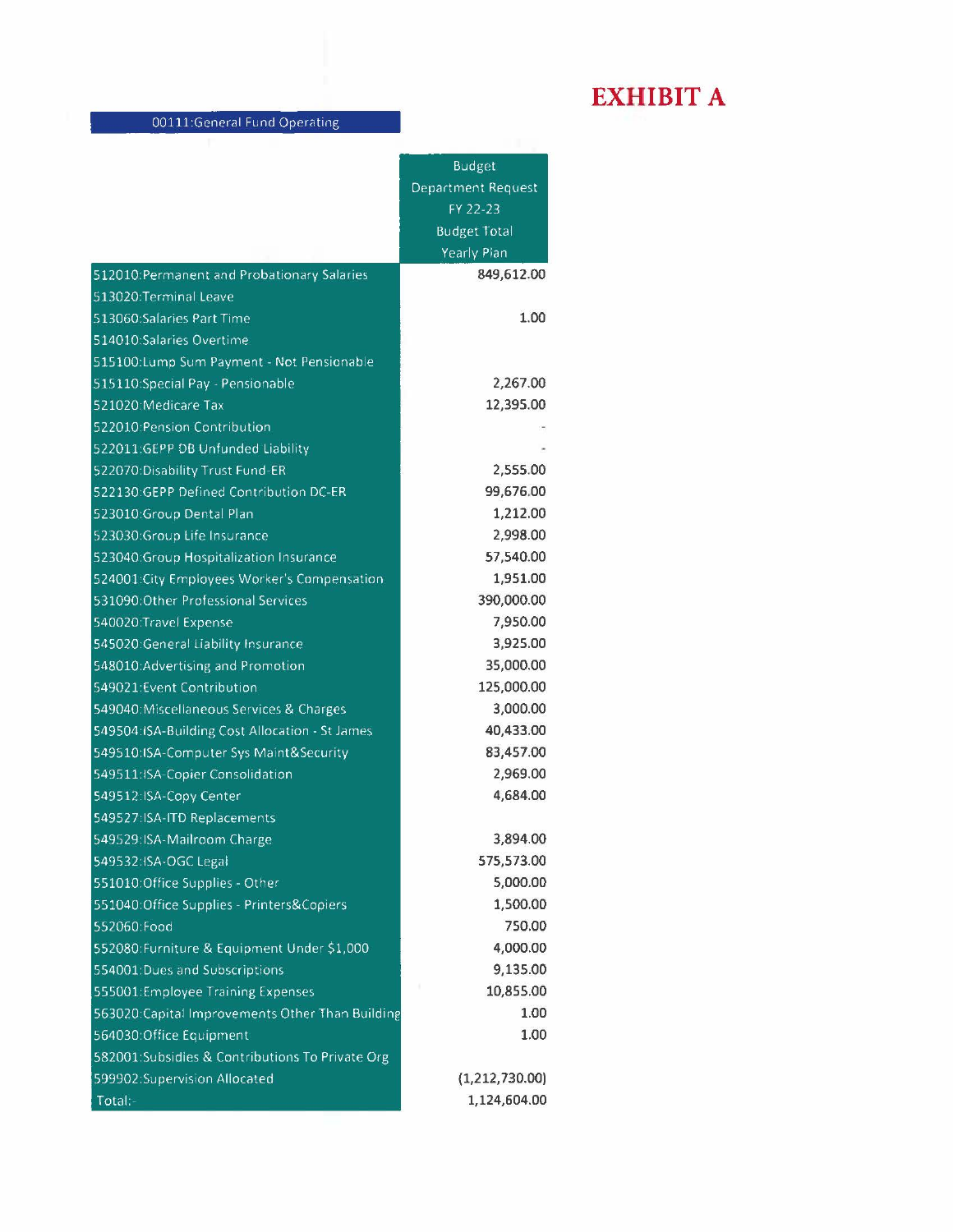# EXHIBIT A

| 00111:General Fund Operating | Budget Department Request FY 22-23 Budget Total Yearly Plan |
|---|---|
| 512010:Permanent and Probationary Salaries | 849,612.00 |
| 513020:Terminal Leave | |
| 513060:Salaries Part Time | 1.00 |
| 514010:Salaries Overtime | |
| 515100:Lump Sum Payment - Not Pensionable | |
| 515110:Special Pay - Pensionable | 2,267.00 |
| 521020:Medicare Tax | 12,395.00 |
| 522010:Pension Contribution | - |
| 522011:GEPP DB Unfunded Liability | - |
| 522070:Disability Trust Fund-ER | 2,555.00 |
| 522130:GEPP Defined Contribution DC-ER | 99,676.00 |
| 523010:Group Dental Plan | 1,212.00 |
| 523030:Group Life Insurance | 2,998.00 |
| 523040:Group Hospitalization Insurance | 57,540.00 |
| 524001:City Employees Worker's Compensation | 1,951.00 |
| 531090:Other Professional Services | 390,000.00 |
| 540020:Travel Expense | 7,950.00 |
| 545020:General Liability Insurance | 3,925.00 |
| 548010:Advertising and Promotion | 35,000.00 |
| 549021:Event Contribution | 125,000.00 |
| 549040:Miscellaneous Services & Charges | 3,000.00 |
| 549504:ISA-Building Cost Allocation - St James | 40,433.00 |
| 549510:ISA-Computer Sys Maint&Security | 83,457.00 |
| 549511:ISA-Copier Consolidation | 2,969.00 |
| 549512:ISA-Copy Center | 4,684.00 |
| 549527:ISA-ITD Replacements | |
| 549529:ISA-Mailroom Charge | 3,894.00 |
| 549532:ISA-OGC Legal | 575,573.00 |
| 551010:Office Supplies - Other | 5,000.00 |
| 551040:Office Supplies - Printers&Copiers | 1,500.00 |
| 552060:Food | 750.00 |
| 552080:Furniture & Equipment Under $1,000 | 4,000.00 |
| 554001:Dues and Subscriptions | 9,135.00 |
| 555001:Employee Training Expenses | 10,855.00 |
| 563020:Capital Improvements Other Than Building | 1.00 |
| 564030:Office Equipment | 1.00 |
| 582001:Subsidies & Contributions To Private Org | |
| 599902:Supervision Allocated | (1,212,730.00) |
| Total:- | 1,124,604.00 |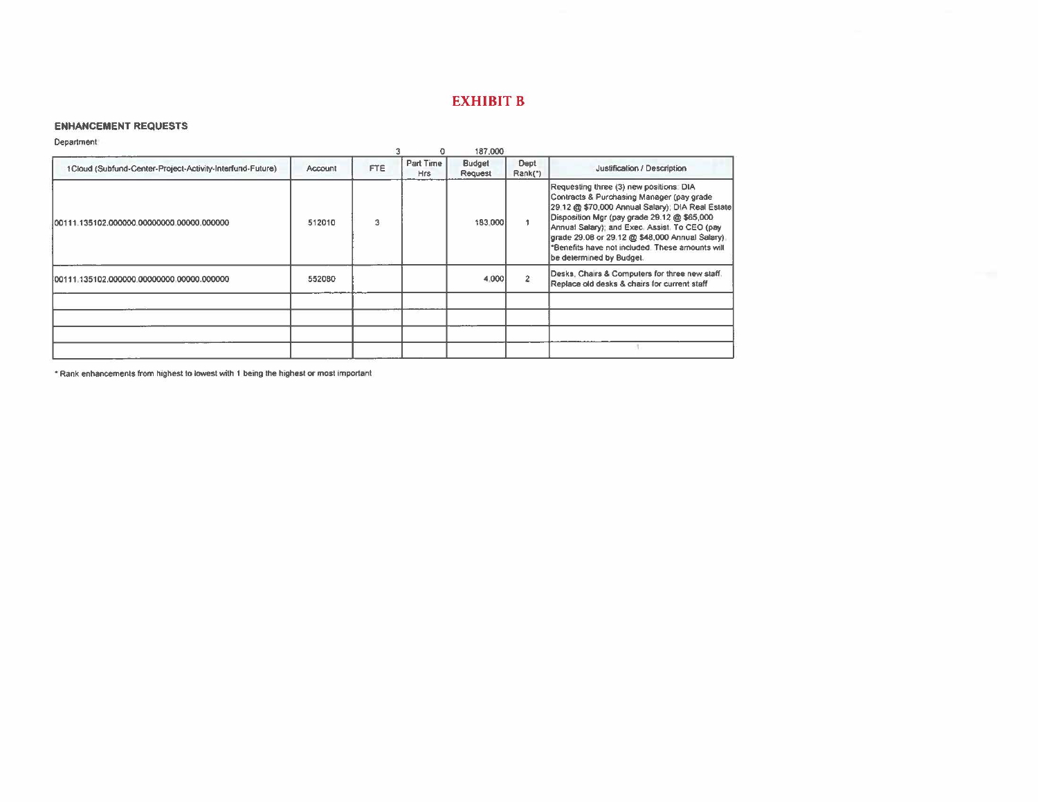# EXHIBIT B

**ENHANCEMENT REQUESTS**

Department

| | | 3 | 0 | 187,000 | | |
|---|---|---|---|---|---|---|
| 1Cloud (Subfund-Center-Project-Activity-Interfund-Future) | Account | FTE | Part Time Hrs | Budget Request | Dept Rank(*) | Justification / Description |
| 00111.135102.000000.00000000.00000.000000 | 512010 | 3 | | 183,000 | 1 | Requesting three (3) new positions: DIA Contracts & Purchasing Manager (pay grade 29.12 @ $70,000 Annual Salary); DIA Real Estate Disposition Mgr (pay grade 29.12 @ $65,000 Annual Salary); and Exec. Assist. To CEO (pay grade 29.08 or 29.12 @ $48,000 Annual Salary). *Benefits have not included. These amounts will be determined by Budget. |
| 00111.135102.000000.00000000.00000.000000 | 552080 | | | 4,000 | 2 | Desks, Chairs & Computers for three new staff. Replace old desks & chairs for current staff |
| | | | | | | |
| | | | | | | |
| | | | | | | |
| | | | | | | |

* Rank enhancements from highest to lowest with 1 being the highest or most important